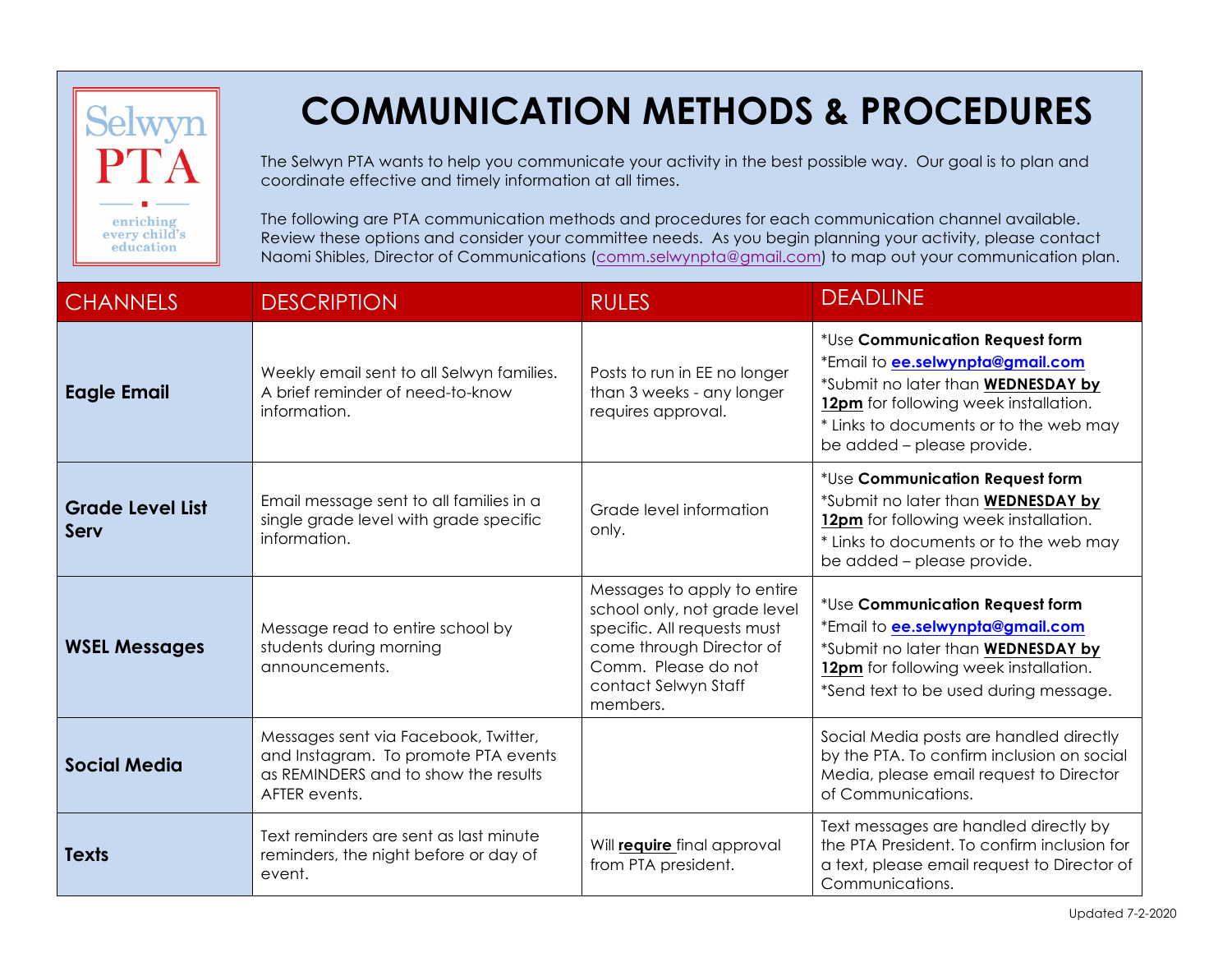Selwyn PTA — enriching every child's education

# COMMUNICATION METHODS & PROCEDURES

The Selwyn PTA wants to help you communicate your activity in the best possible way. Our goal is to plan and coordinate effective and timely information at all times.

The following are PTA communication methods and procedures for each communication channel available. Review these options and consider your committee needs. As you begin planning your activity, please contact Naomi Shibles, Director of Communications (comm.selwynpta@gmail.com) to map out your communication plan.

| CHANNELS | DESCRIPTION | RULES | DEADLINE |
|---|---|---|---|
| **Eagle Email** | Weekly email sent to all Selwyn families. A brief reminder of need-to-know information. | Posts to run in EE no longer than 3 weeks - any longer requires approval. | *Use **Communication Request form**<br>*Email to **ee.selwynpta@gmail.com**<br>*Submit no later than **WEDNESDAY by 12pm** for following week installation.<br>* Links to documents or to the web may be added – please provide. |
| **Grade Level List Serv** | Email message sent to all families in a single grade level with grade specific information. | Grade level information only. | *Use **Communication Request form**<br>*Submit no later than **WEDNESDAY by 12pm** for following week installation.<br>* Links to documents or to the web may be added – please provide. |
| **WSEL Messages** | Message read to entire school by students during morning announcements. | Messages to apply to entire school only, not grade level specific. All requests must come through Director of Comm. Please do not contact Selwyn Staff members. | *Use **Communication Request form**<br>*Email to **ee.selwynpta@gmail.com**<br>*Submit no later than **WEDNESDAY by 12pm** for following week installation.<br>*Send text to be used during message. |
| **Social Media** | Messages sent via Facebook, Twitter, and Instagram. To promote PTA events as REMINDERS and to show the results AFTER events. | | Social Media posts are handled directly by the PTA. To confirm inclusion on social Media, please email request to Director of Communications. |
| **Texts** | Text reminders are sent as last minute reminders, the night before or day of event. | Will **require** final approval from PTA president. | Text messages are handled directly by the PTA President. To confirm inclusion for a text, please email request to Director of Communications. |

Updated 7-2-2020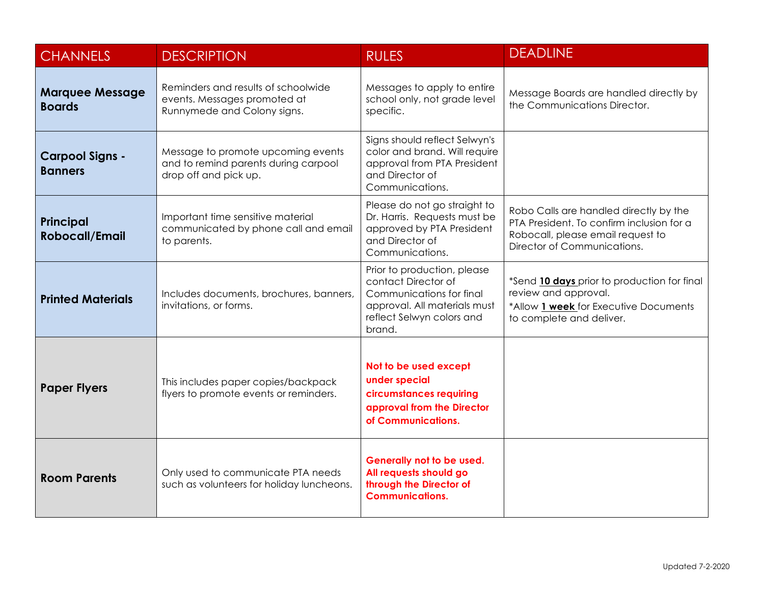| CHANNELS | DESCRIPTION | RULES | DEADLINE |
|---|---|---|---|
| **Marquee Message Boards** | Reminders and results of schoolwide events. Messages promoted at Runnymede and Colony signs. | Messages to apply to entire school only, not grade level specific. | Message Boards are handled directly by the Communications Director. |
| **Carpool Signs - Banners** | Message to promote upcoming events and to remind parents during carpool drop off and pick up. | Signs should reflect Selwyn's color and brand. Will require approval from PTA President and Director of Communications. | |
| **Principal Robocall/Email** | Important time sensitive material communicated by phone call and email to parents. | Please do not go straight to Dr. Harris. Requests must be approved by PTA President and Director of Communications. | Robo Calls are handled directly by the PTA President. To confirm inclusion for a Robocall, please email request to Director of Communications. |
| **Printed Materials** | Includes documents, brochures, banners, invitations, or forms. | Prior to production, please contact Director of Communications for final approval. All materials must reflect Selwyn colors and brand. | *Send **10 days** prior to production for final review and approval.<br>*Allow **1 week** for Executive Documents to complete and deliver. |
| **Paper Flyers** | This includes paper copies/backpack flyers to promote events or reminders. | **Not to be used except under special circumstances requiring approval from the Director of Communications.** | |
| **Room Parents** | Only used to communicate PTA needs such as volunteers for holiday luncheons. | **Generally not to be used. All requests should go through the Director of Communications.** | |

Updated 7-2-2020